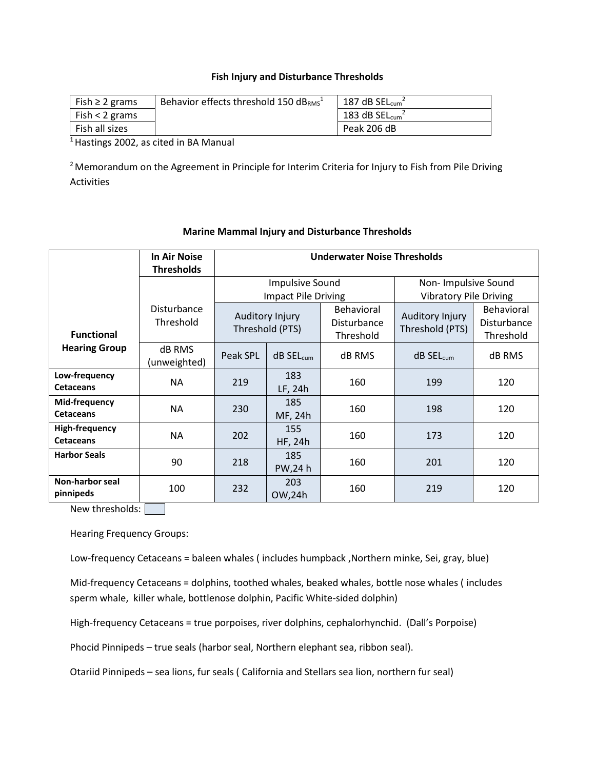### Fish Injury and Disturbance Thresholds

| | | |
|---|---|---|
| Fish ≥ 2 grams | Behavior effects threshold 150 $dB_{RMS}$[1] | 187 dB $SEL_{cum}$[2] |
| Fish < 2 grams | | 183 dB $SEL_{cum}$[2] |
| Fish all sizes | | Peak 206 dB |

[1] Hastings 2002, as cited in BA Manual

[2] Memorandum on the Agreement in Principle for Interim Criteria for Injury to Fish from Pile Driving Activities

### Marine Mammal Injury and Disturbance Thresholds

| Functional Hearing Group | In Air Noise Thresholds | Underwater Noise Thresholds | | | | |
|---|---|---|---|---|---|---|
| | | Impulsive Sound Impact Pile Driving | | | Non- Impulsive Sound Vibratory Pile Driving | |
| | Disturbance Threshold | Auditory Injury Threshold (PTS) | | Behavioral Disturbance Threshold | Auditory Injury Threshold (PTS) | Behavioral Disturbance Threshold |
| | dB RMS (unweighted) | Peak SPL | dB $SEL_{cum}$ | dB RMS | dB $SEL_{cum}$ | dB RMS |
| **Low-frequency Cetaceans** | NA | 219 | 183 LF, 24h | 160 | 199 | 120 |
| **Mid-frequency Cetaceans** | NA | 230 | 185 MF, 24h | 160 | 198 | 120 |
| **High-frequency Cetaceans** | NA | 202 | 155 HF, 24h | 160 | 173 | 120 |
| **Harbor Seals** | 90 | 218 | 185 PW,24 h | 160 | 201 | 120 |
| **Non-harbor seal pinnipeds** | 100 | 232 | 203 OW,24h | 160 | 219 | 120 |

New thresholds:

Hearing Frequency Groups:

Low-frequency Cetaceans = baleen whales ( includes humpback ,Northern minke, Sei, gray, blue)

Mid-frequency Cetaceans = dolphins, toothed whales, beaked whales, bottle nose whales ( includes sperm whale, killer whale, bottlenose dolphin, Pacific White-sided dolphin)

High-frequency Cetaceans = true porpoises, river dolphins, cephalorhynchid. (Dall's Porpoise)

Phocid Pinnipeds – true seals (harbor seal, Northern elephant sea, ribbon seal).

Otariid Pinnipeds – sea lions, fur seals ( California and Stellars sea lion, northern fur seal)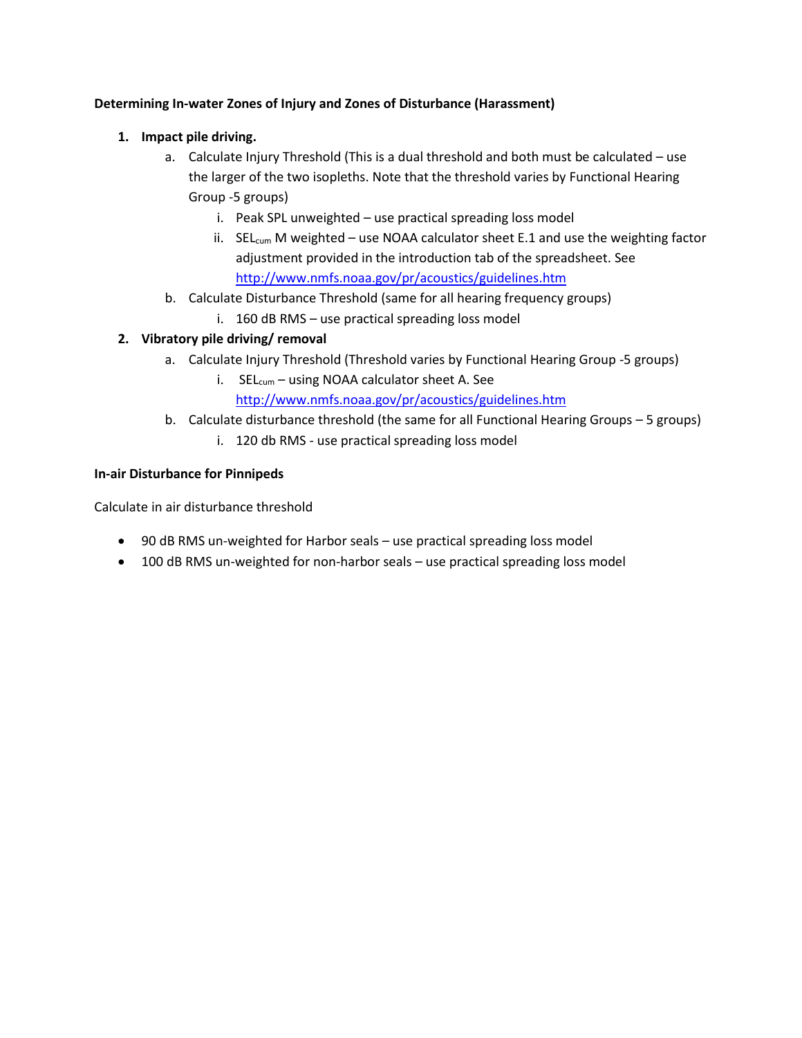**Determining In-water Zones of Injury and Zones of Disturbance (Harassment)**

1. **Impact pile driving.**
   a. Calculate Injury Threshold (This is a dual threshold and both must be calculated – use the larger of the two isopleths. Note that the threshold varies by Functional Hearing Group -5 groups)
      i. Peak SPL unweighted – use practical spreading loss model
      ii. $SEL_{cum}$ M weighted – use NOAA calculator sheet E.1 and use the weighting factor adjustment provided in the introduction tab of the spreadsheet. See http://www.nmfs.noaa.gov/pr/acoustics/guidelines.htm
   b. Calculate Disturbance Threshold (same for all hearing frequency groups)
      i. 160 dB RMS – use practical spreading loss model
2. **Vibratory pile driving/ removal**
   a. Calculate Injury Threshold (Threshold varies by Functional Hearing Group -5 groups)
      i. $SEL_{cum}$ – using NOAA calculator sheet A. See http://www.nmfs.noaa.gov/pr/acoustics/guidelines.htm
   b. Calculate disturbance threshold (the same for all Functional Hearing Groups – 5 groups)
      i. 120 db RMS - use practical spreading loss model

**In-air Disturbance for Pinnipeds**

Calculate in air disturbance threshold

- 90 dB RMS un-weighted for Harbor seals – use practical spreading loss model
- 100 dB RMS un-weighted for non-harbor seals – use practical spreading loss model